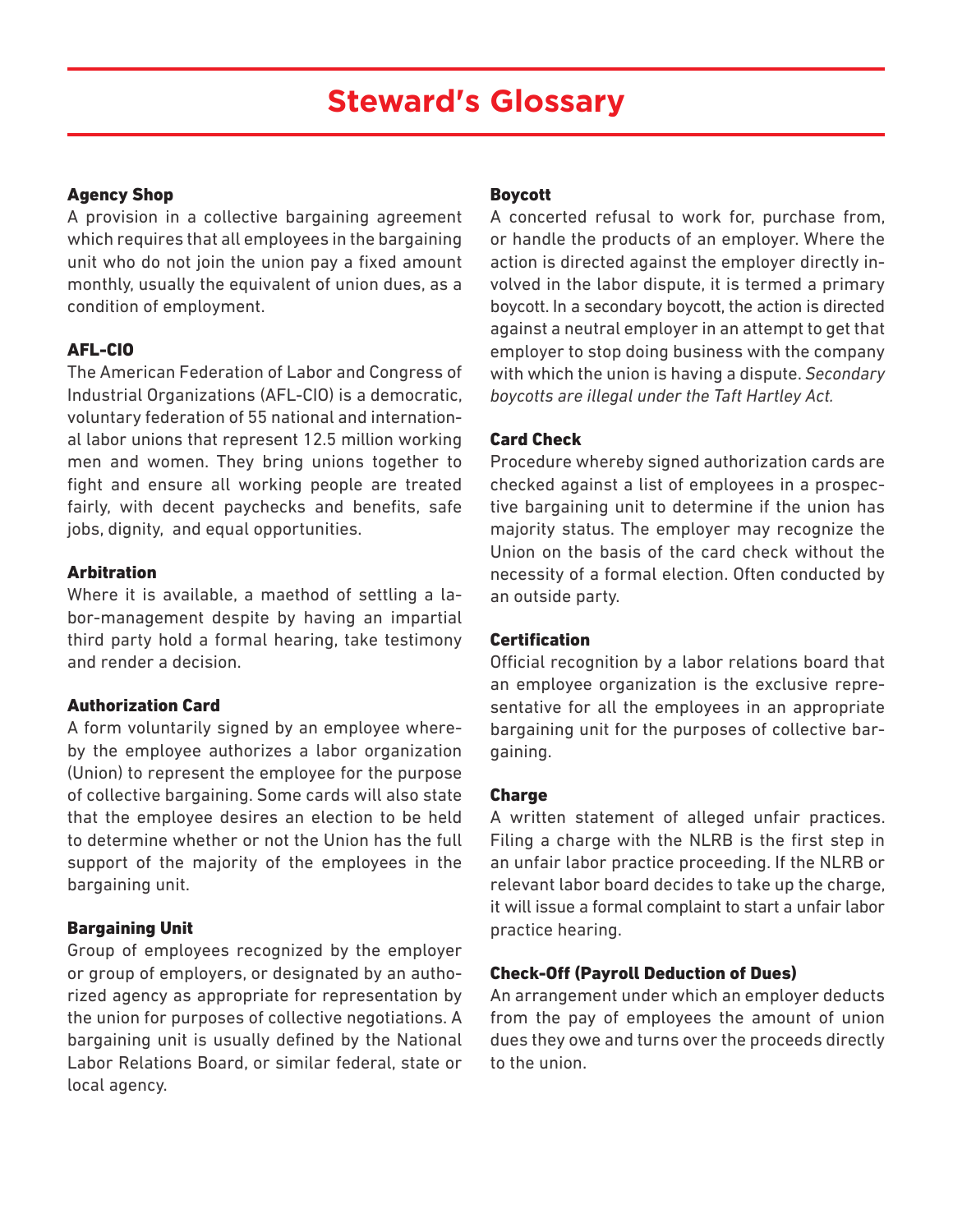# Steward's Glossary

### Agency Shop

A provision in a collective bargaining agreement which requires that all employees in the bargaining unit who do not join the union pay a fixed amount monthly, usually the equivalent of union dues, as a condition of employment.

### AFL-CIO

The American Federation of Labor and Congress of Industrial Organizations (AFL-CIO) is a democratic, voluntary federation of 55 national and international labor unions that represent 12.5 million working men and women. They bring unions together to fight and ensure all working people are treated fairly, with decent paychecks and benefits, safe jobs, dignity, and equal opportunities.

### Arbitration

Where it is available, a maethod of settling a labor-management despite by having an impartial third party hold a formal hearing, take testimony and render a decision.

### Authorization Card

A form voluntarily signed by an employee whereby the employee authorizes a labor organization (Union) to represent the employee for the purpose of collective bargaining. Some cards will also state that the employee desires an election to be held to determine whether or not the Union has the full support of the majority of the employees in the bargaining unit.

### Bargaining Unit

Group of employees recognized by the employer or group of employers, or designated by an authorized agency as appropriate for representation by the union for purposes of collective negotiations. A bargaining unit is usually defined by the National Labor Relations Board, or similar federal, state or local agency.

### Boycott

A concerted refusal to work for, purchase from, or handle the products of an employer. Where the action is directed against the employer directly involved in the labor dispute, it is termed a primary boycott. In a secondary boycott, the action is directed against a neutral employer in an attempt to get that employer to stop doing business with the company with which the union is having a dispute. *Secondary boycotts are illegal under the Taft Hartley Act.*

### Card Check

Procedure whereby signed authorization cards are checked against a list of employees in a prospective bargaining unit to determine if the union has majority status. The employer may recognize the Union on the basis of the card check without the necessity of a formal election. Often conducted by an outside party.

### Certification

Official recognition by a labor relations board that an employee organization is the exclusive representative for all the employees in an appropriate bargaining unit for the purposes of collective bargaining.

### Charge

A written statement of alleged unfair practices. Filing a charge with the NLRB is the first step in an unfair labor practice proceeding. If the NLRB or relevant labor board decides to take up the charge, it will issue a formal complaint to start a unfair labor practice hearing.

### Check-Off (Payroll Deduction of Dues)

An arrangement under which an employer deducts from the pay of employees the amount of union dues they owe and turns over the proceeds directly to the union.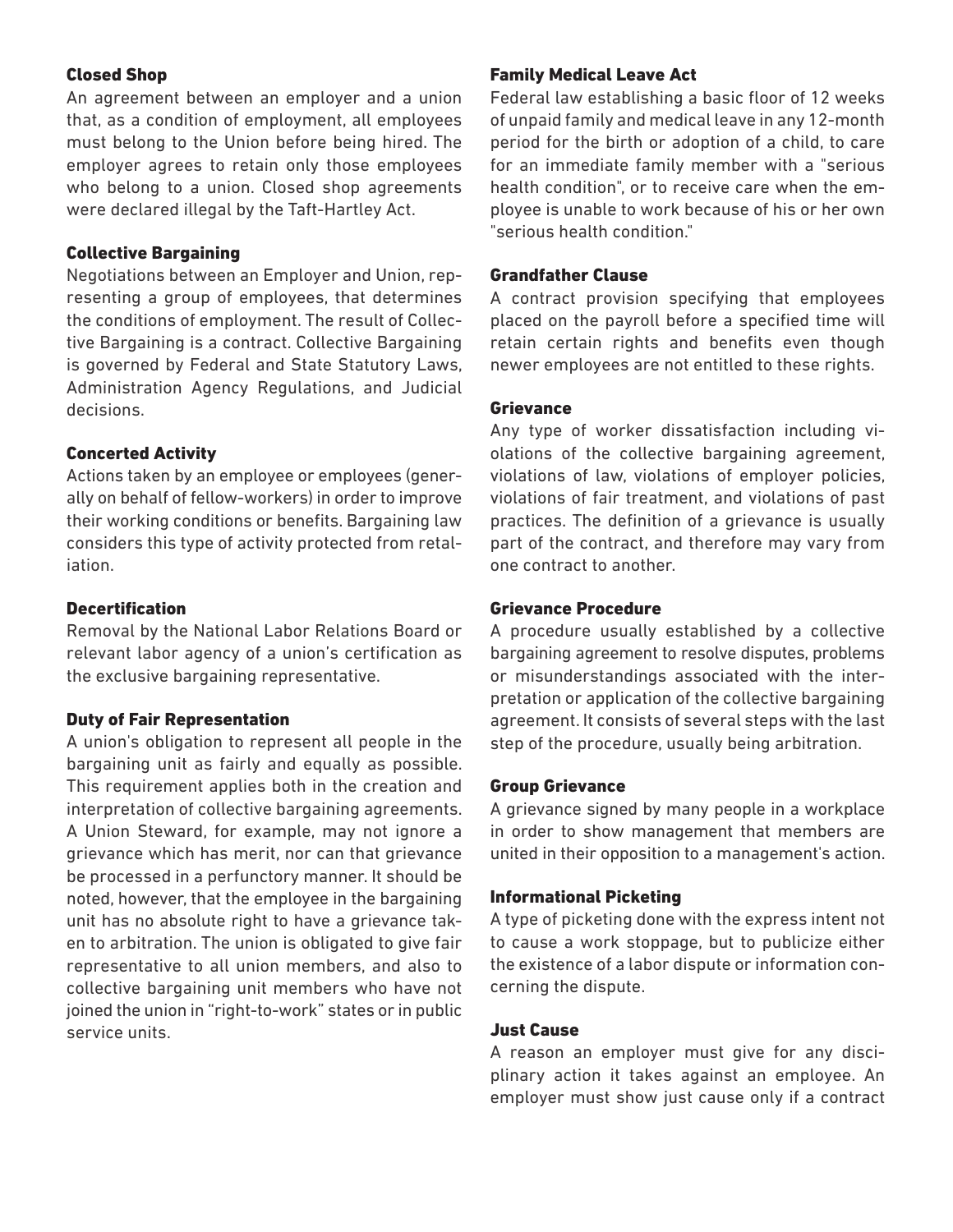### Closed Shop

An agreement between an employer and a union that, as a condition of employment, all employees must belong to the Union before being hired. The employer agrees to retain only those employees who belong to a union. Closed shop agreements were declared illegal by the Taft-Hartley Act.

### Collective Bargaining

Negotiations between an Employer and Union, representing a group of employees, that determines the conditions of employment. The result of Collective Bargaining is a contract. Collective Bargaining is governed by Federal and State Statutory Laws, Administration Agency Regulations, and Judicial decisions.

### Concerted Activity

Actions taken by an employee or employees (generally on behalf of fellow-workers) in order to improve their working conditions or benefits. Bargaining law considers this type of activity protected from retaliation.

### Decertification

Removal by the National Labor Relations Board or relevant labor agency of a union's certification as the exclusive bargaining representative.

### Duty of Fair Representation

A union's obligation to represent all people in the bargaining unit as fairly and equally as possible. This requirement applies both in the creation and interpretation of collective bargaining agreements. A Union Steward, for example, may not ignore a grievance which has merit, nor can that grievance be processed in a perfunctory manner. It should be noted, however, that the employee in the bargaining unit has no absolute right to have a grievance taken to arbitration. The union is obligated to give fair representative to all union members, and also to collective bargaining unit members who have not joined the union in "right-to-work" states or in public service units.

### Family Medical Leave Act

Federal law establishing a basic floor of 12 weeks of unpaid family and medical leave in any 12-month period for the birth or adoption of a child, to care for an immediate family member with a "serious health condition", or to receive care when the employee is unable to work because of his or her own "serious health condition."

### Grandfather Clause

A contract provision specifying that employees placed on the payroll before a specified time will retain certain rights and benefits even though newer employees are not entitled to these rights.

### Grievance

Any type of worker dissatisfaction including violations of the collective bargaining agreement, violations of law, violations of employer policies, violations of fair treatment, and violations of past practices. The definition of a grievance is usually part of the contract, and therefore may vary from one contract to another.

### Grievance Procedure

A procedure usually established by a collective bargaining agreement to resolve disputes, problems or misunderstandings associated with the interpretation or application of the collective bargaining agreement. It consists of several steps with the last step of the procedure, usually being arbitration.

### Group Grievance

A grievance signed by many people in a workplace in order to show management that members are united in their opposition to a management's action.

### Informational Picketing

A type of picketing done with the express intent not to cause a work stoppage, but to publicize either the existence of a labor dispute or information concerning the dispute.

### Just Cause

A reason an employer must give for any disciplinary action it takes against an employee. An employer must show just cause only if a contract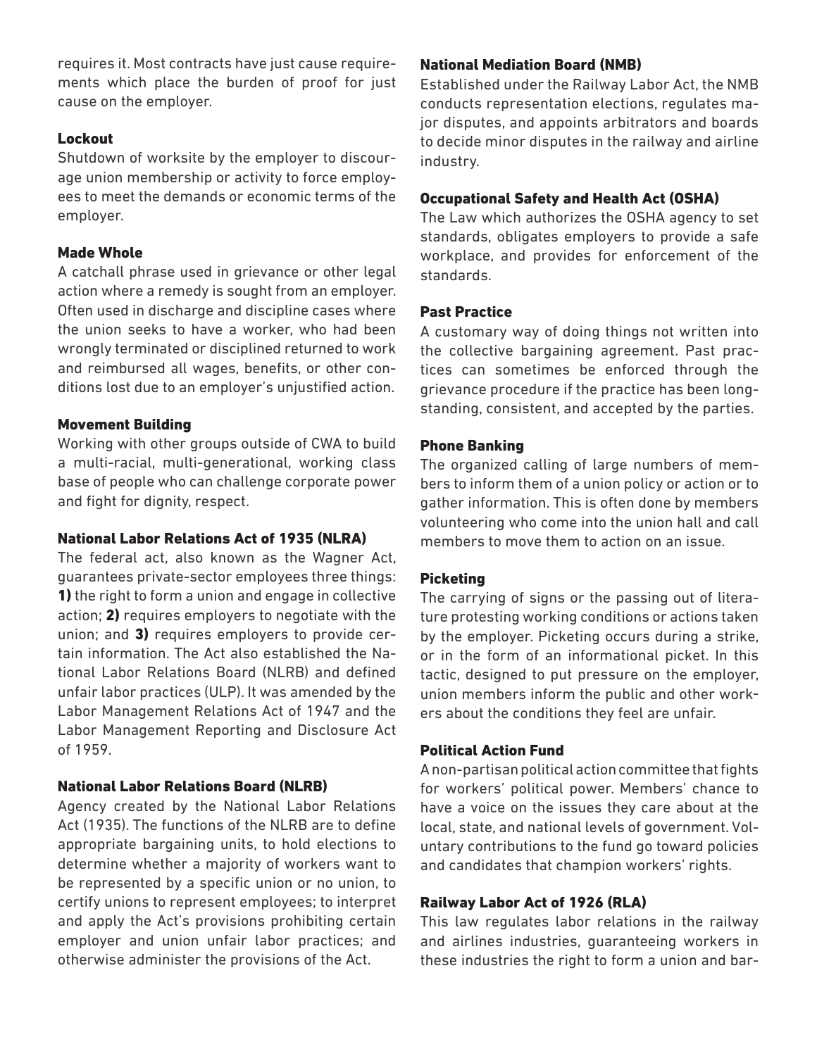requires it. Most contracts have just cause requirements which place the burden of proof for just cause on the employer.

### Lockout

Shutdown of worksite by the employer to discourage union membership or activity to force employees to meet the demands or economic terms of the employer.

### Made Whole

A catchall phrase used in grievance or other legal action where a remedy is sought from an employer. Often used in discharge and discipline cases where the union seeks to have a worker, who had been wrongly terminated or disciplined returned to work and reimbursed all wages, benefits, or other conditions lost due to an employer's unjustified action.

### Movement Building

Working with other groups outside of CWA to build a multi-racial, multi-generational, working class base of people who can challenge corporate power and fight for dignity, respect.

### National Labor Relations Act of 1935 (NLRA)

The federal act, also known as the Wagner Act, guarantees private-sector employees three things: **1)** the right to form a union and engage in collective action; **2)** requires employers to negotiate with the union; and **3)** requires employers to provide certain information. The Act also established the National Labor Relations Board (NLRB) and defined unfair labor practices (ULP). It was amended by the Labor Management Relations Act of 1947 and the Labor Management Reporting and Disclosure Act of 1959.

### National Labor Relations Board (NLRB)

Agency created by the National Labor Relations Act (1935). The functions of the NLRB are to define appropriate bargaining units, to hold elections to determine whether a majority of workers want to be represented by a specific union or no union, to certify unions to represent employees; to interpret and apply the Act's provisions prohibiting certain employer and union unfair labor practices; and otherwise administer the provisions of the Act.

### National Mediation Board (NMB)

Established under the Railway Labor Act, the NMB conducts representation elections, regulates major disputes, and appoints arbitrators and boards to decide minor disputes in the railway and airline industry.

### Occupational Safety and Health Act (OSHA)

The Law which authorizes the OSHA agency to set standards, obligates employers to provide a safe workplace, and provides for enforcement of the standards.

### Past Practice

A customary way of doing things not written into the collective bargaining agreement. Past practices can sometimes be enforced through the grievance procedure if the practice has been longstanding, consistent, and accepted by the parties.

### Phone Banking

The organized calling of large numbers of members to inform them of a union policy or action or to gather information. This is often done by members volunteering who come into the union hall and call members to move them to action on an issue.

### Picketing

The carrying of signs or the passing out of literature protesting working conditions or actions taken by the employer. Picketing occurs during a strike, or in the form of an informational picket. In this tactic, designed to put pressure on the employer, union members inform the public and other workers about the conditions they feel are unfair.

### Political Action Fund

A non-partisan political action committee that fights for workers' political power. Members' chance to have a voice on the issues they care about at the local, state, and national levels of government. Voluntary contributions to the fund go toward policies and candidates that champion workers' rights.

### Railway Labor Act of 1926 (RLA)

This law regulates labor relations in the railway and airlines industries, guaranteeing workers in these industries the right to form a union and bar-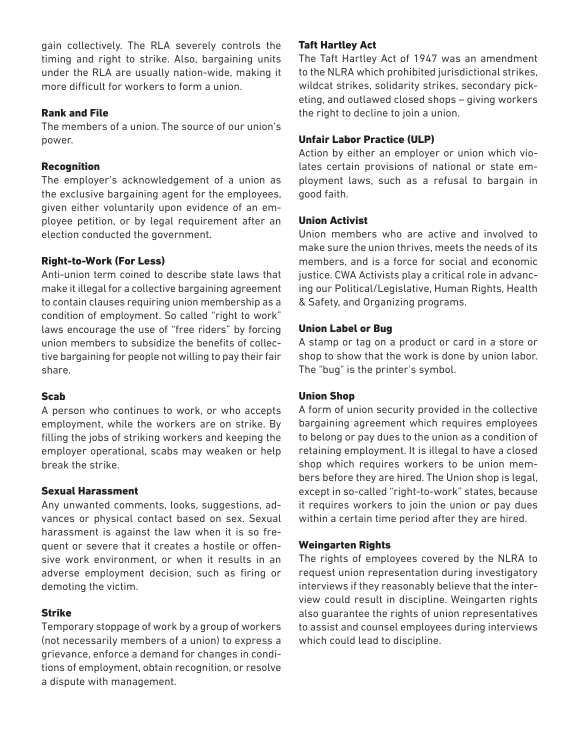gain collectively. The RLA severely controls the timing and right to strike. Also, bargaining units under the RLA are usually nation-wide, making it more difficult for workers to form a union.

### Rank and File

The members of a union. The source of our union's power.

### Recognition

The employer's acknowledgement of a union as the exclusive bargaining agent for the employees, given either voluntarily upon evidence of an employee petition, or by legal requirement after an election conducted the government.

### Right-to-Work (For Less)

Anti-union term coined to describe state laws that make it illegal for a collective bargaining agreement to contain clauses requiring union membership as a condition of employment. So called "right to work" laws encourage the use of "free riders" by forcing union members to subsidize the benefits of collective bargaining for people not willing to pay their fair share.

### Scab

A person who continues to work, or who accepts employment, while the workers are on strike. By filling the jobs of striking workers and keeping the employer operational, scabs may weaken or help break the strike.

### Sexual Harassment

Any unwanted comments, looks, suggestions, advances or physical contact based on sex. Sexual harassment is against the law when it is so frequent or severe that it creates a hostile or offensive work environment, or when it results in an adverse employment decision, such as firing or demoting the victim.

### Strike

Temporary stoppage of work by a group of workers (not necessarily members of a union) to express a grievance, enforce a demand for changes in conditions of employment, obtain recognition, or resolve a dispute with management.

### Taft Hartley Act

The Taft Hartley Act of 1947 was an amendment to the NLRA which prohibited jurisdictional strikes, wildcat strikes, solidarity strikes, secondary picketing, and outlawed closed shops – giving workers the right to decline to join a union.

### Unfair Labor Practice (ULP)

Action by either an employer or union which violates certain provisions of national or state employment laws, such as a refusal to bargain in good faith.

### Union Activist

Union members who are active and involved to make sure the union thrives, meets the needs of its members, and is a force for social and economic justice. CWA Activists play a critical role in advancing our Political/Legislative, Human Rights, Health & Safety, and Organizing programs.

### Union Label or Bug

A stamp or tag on a product or card in a store or shop to show that the work is done by union labor. The "bug" is the printer's symbol.

### Union Shop

A form of union security provided in the collective bargaining agreement which requires employees to belong or pay dues to the union as a condition of retaining employment. It is illegal to have a closed shop which requires workers to be union members before they are hired. The Union shop is legal, except in so-called "right-to-work" states, because it requires workers to join the union or pay dues within a certain time period after they are hired.

### Weingarten Rights

The rights of employees covered by the NLRA to request union representation during investigatory interviews if they reasonably believe that the interview could result in discipline. Weingarten rights also guarantee the rights of union representatives to assist and counsel employees during interviews which could lead to discipline.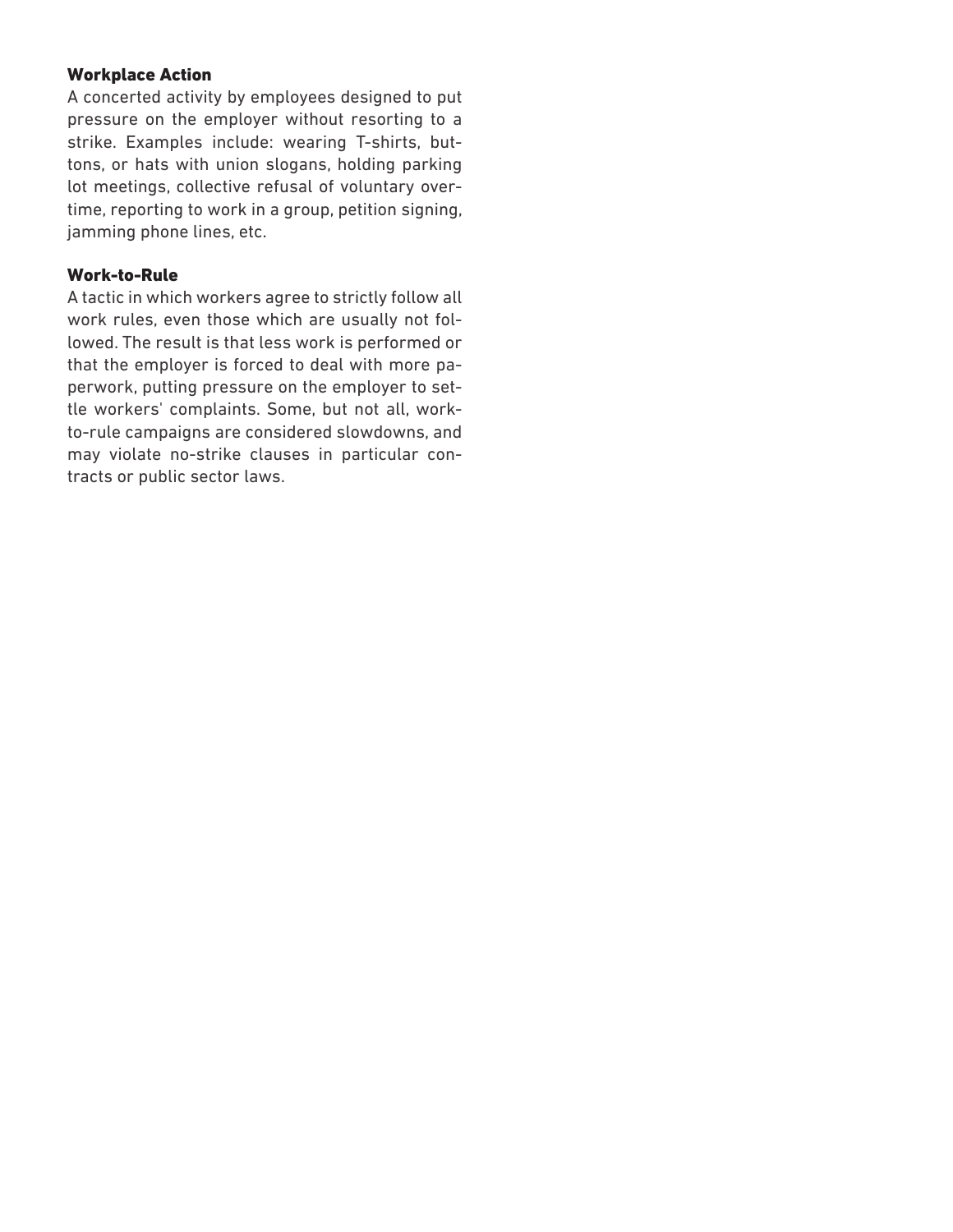**Workplace Action**

A concerted activity by employees designed to put pressure on the employer without resorting to a strike. Examples include: wearing T-shirts, buttons, or hats with union slogans, holding parking lot meetings, collective refusal of voluntary overtime, reporting to work in a group, petition signing, jamming phone lines, etc.

**Work-to-Rule**

A tactic in which workers agree to strictly follow all work rules, even those which are usually not followed. The result is that less work is performed or that the employer is forced to deal with more paperwork, putting pressure on the employer to settle workers' complaints. Some, but not all, work-to-rule campaigns are considered slowdowns, and may violate no-strike clauses in particular contracts or public sector laws.